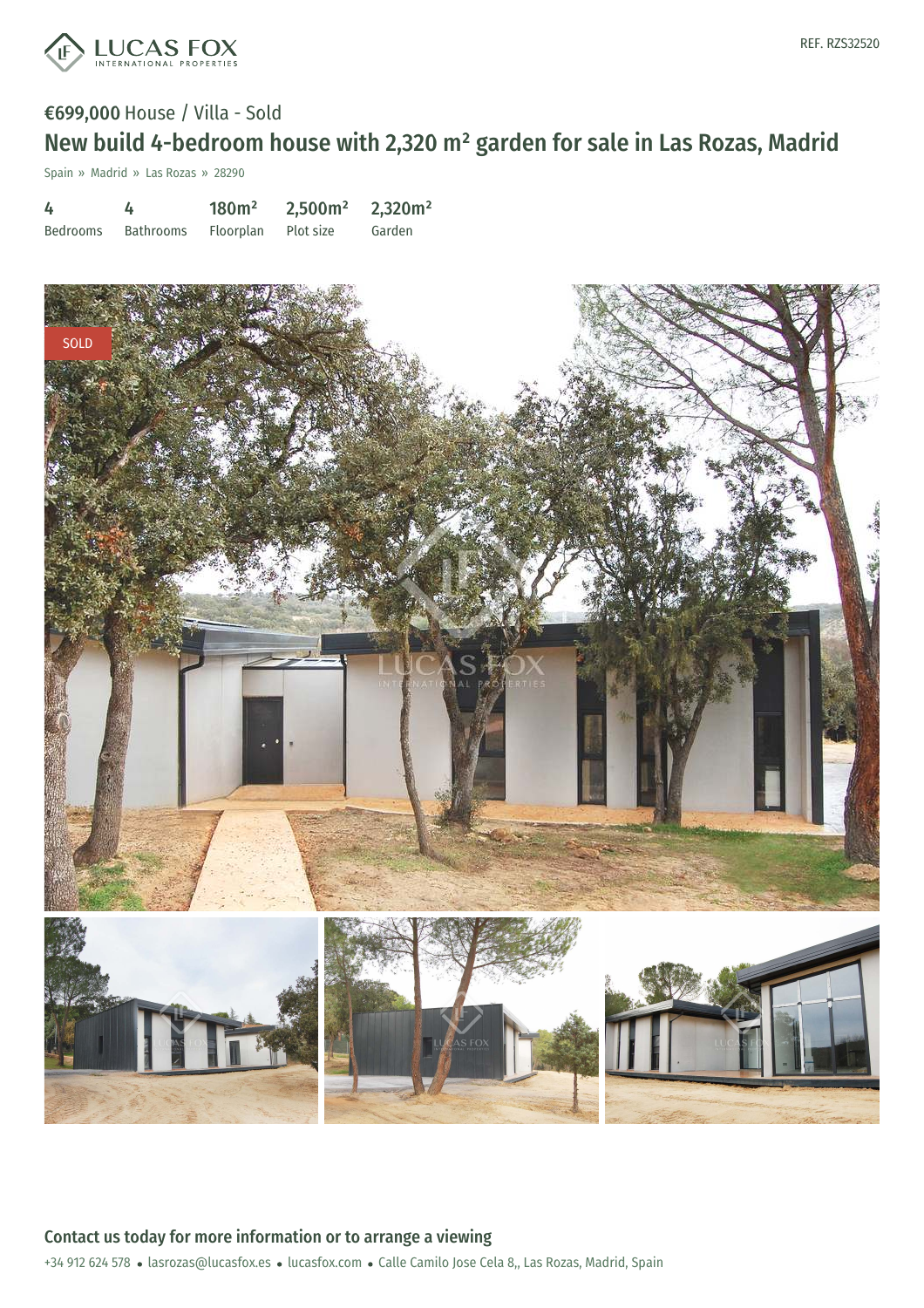REF. RZS32520

**€699,000** House / Villa - Sold

# New build 4-bedroom house with 2,320 m² garden for sale in Las Rozas, Madrid

Spain » Madrid » Las Rozas » 28290

| 4 | 4 | 180m² | 2,500m² | 2,320m² |
|---|---|---|---|---|
| Bedrooms | Bathrooms | Floorplan | Plot size | Garden |

SOLD

## Contact us today for more information or to arrange a viewing

+34 912 624 578 • lasrozas@lucasfox.es • lucasfox.com • Calle Camilo Jose Cela 8,, Las Rozas, Madrid, Spain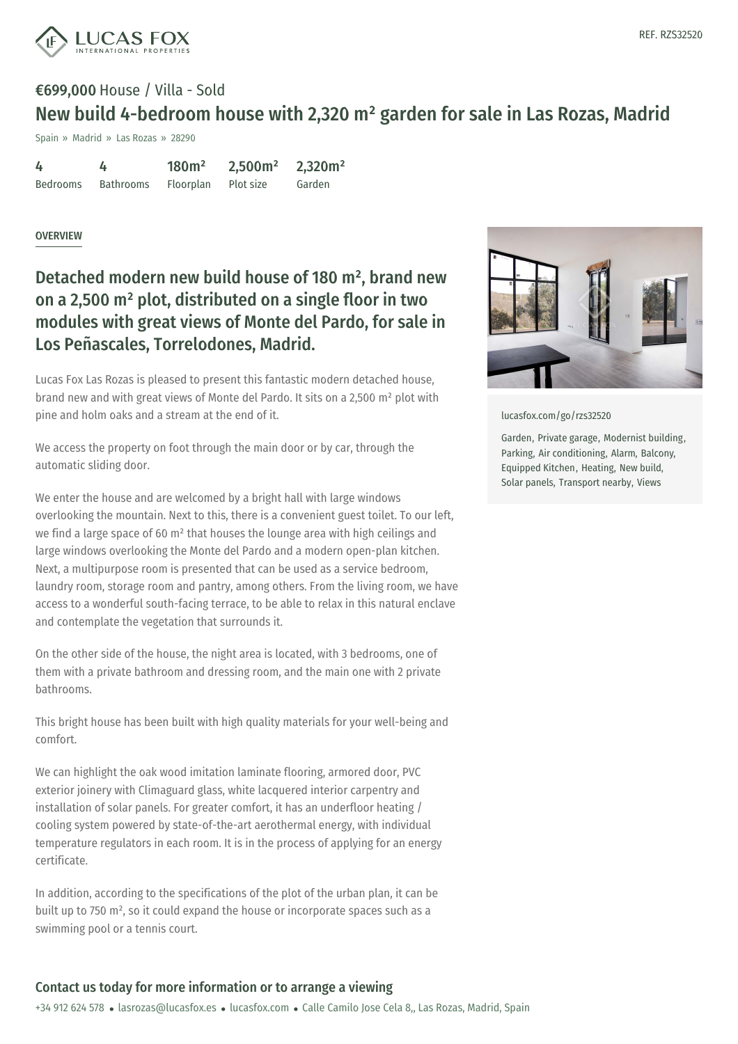# €699,000 House / Villa - Sold

## New build 4-bedroom house with 2,320 m² garden for sale in Las Rozas, Madrid

Spain » Madrid » Las Rozas » 28290

| 4 | 4 | 180m² | 2,500m² | 2,320m² |
|---|---|---|---|---|
| Bedrooms | Bathrooms | Floorplan | Plot size | Garden |

REF. RZS32520

OVERVIEW

## Detached modern new build house of 180 m², brand new on a 2,500 m² plot, distributed on a single floor in two modules with great views of Monte del Pardo, for sale in Los Peñascales, Torrelodones, Madrid.

Lucas Fox Las Rozas is pleased to present this fantastic modern detached house, brand new and with great views of Monte del Pardo. It sits on a 2,500 m² plot with pine and holm oaks and a stream at the end of it.

We access the property on foot through the main door or by car, through the automatic sliding door.

We enter the house and are welcomed by a bright hall with large windows overlooking the mountain. Next to this, there is a convenient guest toilet. To our left, we find a large space of 60 m² that houses the lounge area with high ceilings and large windows overlooking the Monte del Pardo and a modern open-plan kitchen. Next, a multipurpose room is presented that can be used as a service bedroom, laundry room, storage room and pantry, among others. From the living room, we have access to a wonderful south-facing terrace, to be able to relax in this natural enclave and contemplate the vegetation that surrounds it.

On the other side of the house, the night area is located, with 3 bedrooms, one of them with a private bathroom and dressing room, and the main one with 2 private bathrooms.

This bright house has been built with high quality materials for your well-being and comfort.

We can highlight the oak wood imitation laminate flooring, armored door, PVC exterior joinery with Climaguard glass, white lacquered interior carpentry and installation of solar panels. For greater comfort, it has an underfloor heating / cooling system powered by state-of-the-art aerothermal energy, with individual temperature regulators in each room. It is in the process of applying for an energy certificate.

In addition, according to the specifications of the plot of the urban plan, it can be built up to 750 m², so it could expand the house or incorporate spaces such as a swimming pool or a tennis court.

lucasfox.com/go/rzs32520

Garden, Private garage, Modernist building, Parking, Air conditioning, Alarm, Balcony, Equipped Kitchen, Heating, New build, Solar panels, Transport nearby, Views

### Contact us today for more information or to arrange a viewing

+34 912 624 578 • lasrozas@lucasfox.es • lucasfox.com • Calle Camilo Jose Cela 8,, Las Rozas, Madrid, Spain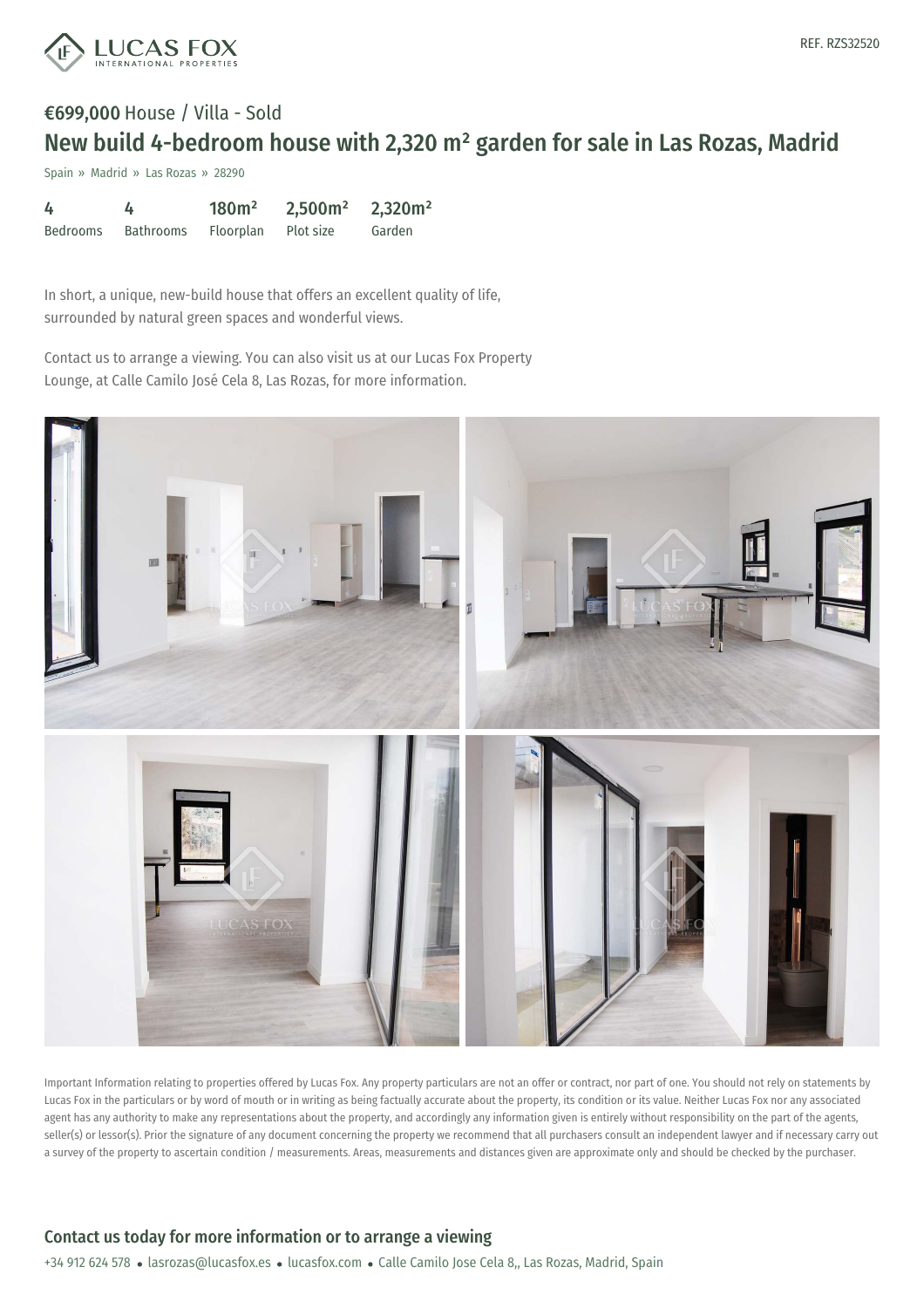REF. RZS32520

**€699,000** House / Villa - Sold

# New build 4-bedroom house with 2,320 m² garden for sale in Las Rozas, Madrid

Spain » Madrid » Las Rozas » 28290

| 4 | 4 | 180m² | 2,500m² | 2,320m² |
|---|---|---|---|---|
| Bedrooms | Bathrooms | Floorplan | Plot size | Garden |

In short, a unique, new-build house that offers an excellent quality of life, surrounded by natural green spaces and wonderful views.

Contact us to arrange a viewing. You can also visit us at our Lucas Fox Property Lounge, at Calle Camilo José Cela 8, Las Rozas, for more information.

Important Information relating to properties offered by Lucas Fox. Any property particulars are not an offer or contract, nor part of one. You should not rely on statements by Lucas Fox in the particulars or by word of mouth or in writing as being factually accurate about the property, its condition or its value. Neither Lucas Fox nor any associated agent has any authority to make any representations about the property, and accordingly any information given is entirely without responsibility on the part of the agents, seller(s) or lessor(s). Prior the signature of any document concerning the property we recommend that all purchasers consult an independent lawyer and if necessary carry out a survey of the property to ascertain condition / measurements. Areas, measurements and distances given are approximate only and should be checked by the purchaser.

## Contact us today for more information or to arrange a viewing

+34 912 624 578 • lasrozas@lucasfox.es • lucasfox.com • Calle Camilo Jose Cela 8,, Las Rozas, Madrid, Spain